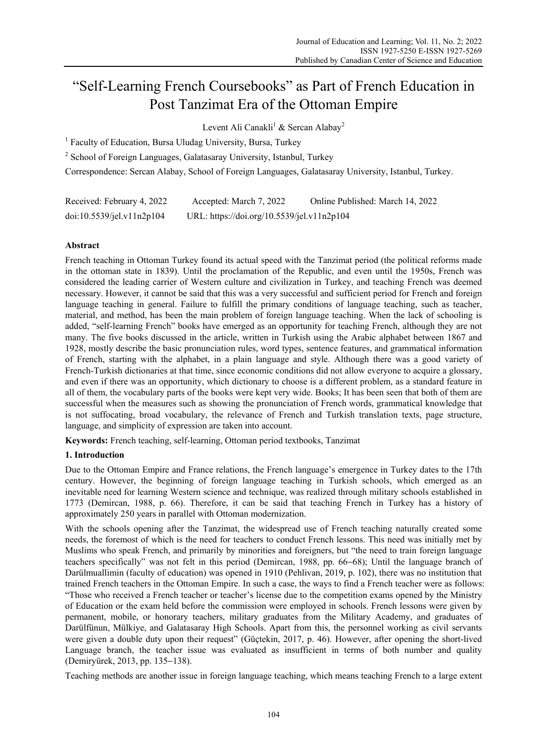# "Self-Learning French Coursebooks" as Part of French Education in Post Tanzimat Era of the Ottoman Empire

Levent Ali Canakli[1] & Sercan Alabay[2]

[1] Faculty of Education, Bursa Uludag University, Bursa, Turkey

[2] School of Foreign Languages, Galatasaray University, Istanbul, Turkey

Correspondence: Sercan Alabay, School of Foreign Languages, Galatasaray University, Istanbul, Turkey.

Received: February 4, 2022     Accepted: March 7, 2022     Online Published: March 14, 2022

doi:10.5539/jel.v11n2p104     URL: https://doi.org/10.5539/jel.v11n2p104

## Abstract

French teaching in Ottoman Turkey found its actual speed with the Tanzimat period (the political reforms made in the ottoman state in 1839). Until the proclamation of the Republic, and even until the 1950s, French was considered the leading carrier of Western culture and civilization in Turkey, and teaching French was deemed necessary. However, it cannot be said that this was a very successful and sufficient period for French and foreign language teaching in general. Failure to fulfill the primary conditions of language teaching, such as teacher, material, and method, has been the main problem of foreign language teaching. When the lack of schooling is added, "self-learning French" books have emerged as an opportunity for teaching French, although they are not many. The five books discussed in the article, written in Turkish using the Arabic alphabet between 1867 and 1928, mostly describe the basic pronunciation rules, word types, sentence features, and grammatical information of French, starting with the alphabet, in a plain language and style. Although there was a good variety of French-Turkish dictionaries at that time, since economic conditions did not allow everyone to acquire a glossary, and even if there was an opportunity, which dictionary to choose is a different problem, as a standard feature in all of them, the vocabulary parts of the books were kept very wide. Books; It has been seen that both of them are successful when the measures such as showing the pronunciation of French words, grammatical knowledge that is not suffocating, broad vocabulary, the relevance of French and Turkish translation texts, page structure, language, and simplicity of expression are taken into account.

**Keywords:** French teaching, self-learning, Ottoman period textbooks, Tanzimat

## 1. Introduction

Due to the Ottoman Empire and France relations, the French language's emergence in Turkey dates to the 17th century. However, the beginning of foreign language teaching in Turkish schools, which emerged as an inevitable need for learning Western science and technique, was realized through military schools established in 1773 (Demircan, 1988, p. 66). Therefore, it can be said that teaching French in Turkey has a history of approximately 250 years in parallel with Ottoman modernization.

With the schools opening after the Tanzimat, the widespread use of French teaching naturally created some needs, the foremost of which is the need for teachers to conduct French lessons. This need was initially met by Muslims who speak French, and primarily by minorities and foreigners, but "the need to train foreign language teachers specifically" was not felt in this period (Demircan, 1988, pp. 66–68); Until the language branch of Darülmuallimin (faculty of education) was opened in 1910 (Pehlivan, 2019, p. 102), there was no institution that trained French teachers in the Ottoman Empire. In such a case, the ways to find a French teacher were as follows: "Those who received a French teacher or teacher's license due to the competition exams opened by the Ministry of Education or the exam held before the commission were employed in schools. French lessons were given by permanent, mobile, or honorary teachers, military graduates from the Military Academy, and graduates of Darülfünun, Mülkiye, and Galatasaray High Schools. Apart from this, the personnel working as civil servants were given a double duty upon their request" (Güçtekin, 2017, p. 46). However, after opening the short-lived Language branch, the teacher issue was evaluated as insufficient in terms of both number and quality (Demiryürek, 2013, pp. 135–138).

Teaching methods are another issue in foreign language teaching, which means teaching French to a large extent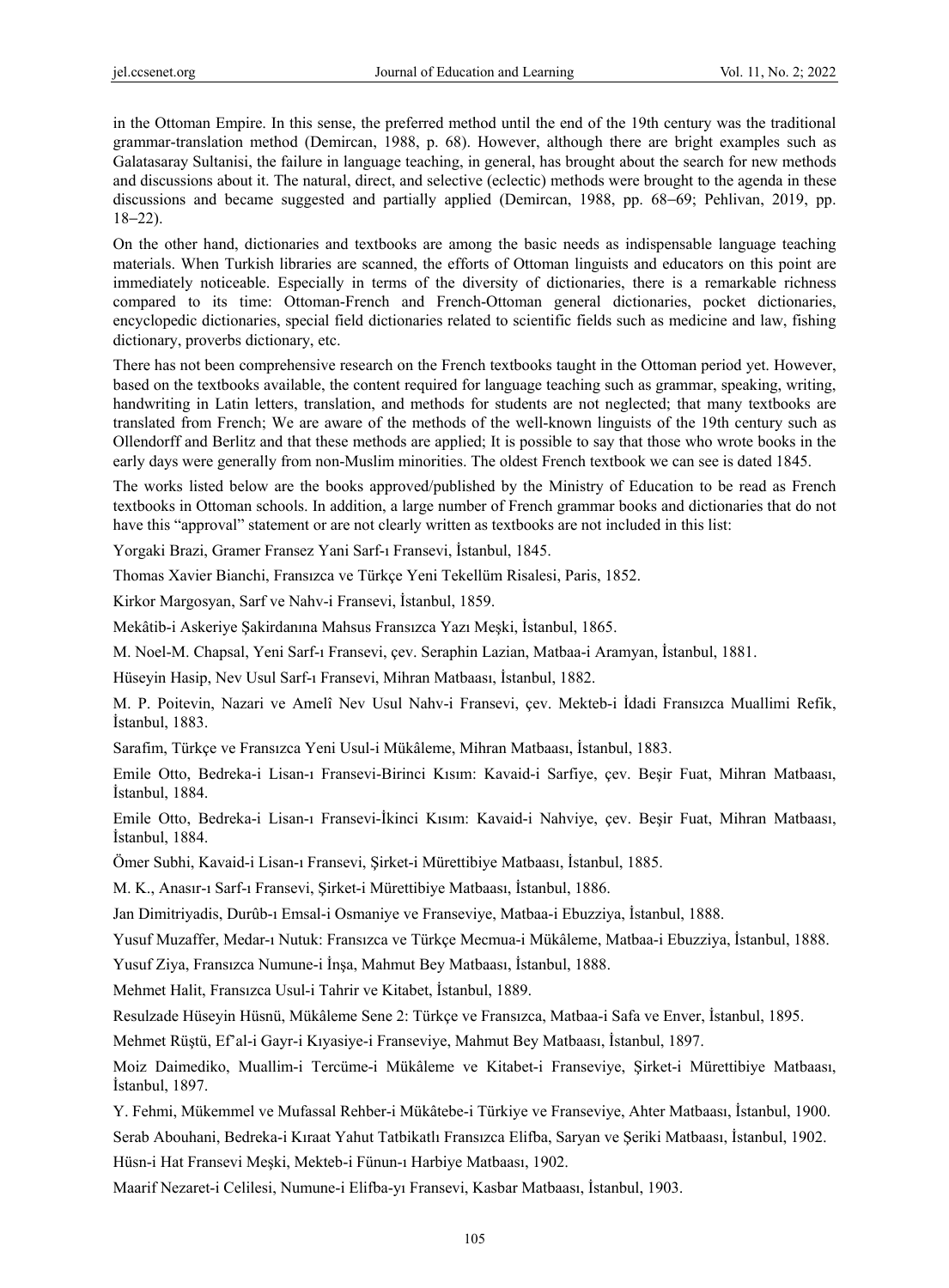in the Ottoman Empire. In this sense, the preferred method until the end of the 19th century was the traditional grammar-translation method (Demircan, 1988, p. 68). However, although there are bright examples such as Galatasaray Sultanisi, the failure in language teaching, in general, has brought about the search for new methods and discussions about it. The natural, direct, and selective (eclectic) methods were brought to the agenda in these discussions and became suggested and partially applied (Demircan, 1988, pp. 68–69; Pehlivan, 2019, pp. 18–22).

On the other hand, dictionaries and textbooks are among the basic needs as indispensable language teaching materials. When Turkish libraries are scanned, the efforts of Ottoman linguists and educators on this point are immediately noticeable. Especially in terms of the diversity of dictionaries, there is a remarkable richness compared to its time: Ottoman-French and French-Ottoman general dictionaries, pocket dictionaries, encyclopedic dictionaries, special field dictionaries related to scientific fields such as medicine and law, fishing dictionary, proverbs dictionary, etc.

There has not been comprehensive research on the French textbooks taught in the Ottoman period yet. However, based on the textbooks available, the content required for language teaching such as grammar, speaking, writing, handwriting in Latin letters, translation, and methods for students are not neglected; that many textbooks are translated from French; We are aware of the methods of the well-known linguists of the 19th century such as Ollendorff and Berlitz and that these methods are applied; It is possible to say that those who wrote books in the early days were generally from non-Muslim minorities. The oldest French textbook we can see is dated 1845.

The works listed below are the books approved/published by the Ministry of Education to be read as French textbooks in Ottoman schools. In addition, a large number of French grammar books and dictionaries that do not have this "approval" statement or are not clearly written as textbooks are not included in this list:

Yorgaki Brazi, Gramer Fransez Yani Sarf-ı Fransevi, İstanbul, 1845.

Thomas Xavier Bianchi, Fransızca ve Türkçe Yeni Tekellüm Risalesi, Paris, 1852.

Kirkor Margosyan, Sarf ve Nahv-i Fransevi, İstanbul, 1859.

Mekâtib-i Askeriye Şakirdanına Mahsus Fransızca Yazı Meşki, İstanbul, 1865.

M. Noel-M. Chapsal, Yeni Sarf-ı Fransevi, çev. Seraphin Lazian, Matbaa-i Aramyan, İstanbul, 1881.

Hüseyin Hasip, Nev Usul Sarf-ı Fransevi, Mihran Matbaası, İstanbul, 1882.

M. P. Poitevin, Nazari ve Amelî Nev Usul Nahv-i Fransevi, çev. Mekteb-i İdadi Fransızca Muallimi Refik, İstanbul, 1883.

Sarafim, Türkçe ve Fransızca Yeni Usul-i Mükâleme, Mihran Matbaası, İstanbul, 1883.

Emile Otto, Bedreka-i Lisan-ı Fransevi-Birinci Kısım: Kavaid-i Sarfiye, çev. Beşir Fuat, Mihran Matbaası, İstanbul, 1884.

Emile Otto, Bedreka-i Lisan-ı Fransevi-İkinci Kısım: Kavaid-i Nahviye, çev. Beşir Fuat, Mihran Matbaası, İstanbul, 1884.

Ömer Subhi, Kavaid-i Lisan-ı Fransevi, Şirket-i Mürettibiye Matbaası, İstanbul, 1885.

M. K., Anasır-ı Sarf-ı Fransevi, Şirket-i Mürettibiye Matbaası, İstanbul, 1886.

Jan Dimitriyadis, Durûb-ı Emsal-i Osmaniye ve Franseviye, Matbaa-i Ebuzziya, İstanbul, 1888.

Yusuf Muzaffer, Medar-ı Nutuk: Fransızca ve Türkçe Mecmua-i Mükâleme, Matbaa-i Ebuzziya, İstanbul, 1888.

Yusuf Ziya, Fransızca Numune-i İnşa, Mahmut Bey Matbaası, İstanbul, 1888.

Mehmet Halit, Fransızca Usul-i Tahrir ve Kitabet, İstanbul, 1889.

Resulzade Hüseyin Hüsnü, Mükâleme Sene 2: Türkçe ve Fransızca, Matbaa-i Safa ve Enver, İstanbul, 1895.

Mehmet Rüştü, Ef'al-i Gayr-i Kıyasiye-i Franseviye, Mahmut Bey Matbaası, İstanbul, 1897.

Moiz Daimediko, Muallim-i Tercüme-i Mükâleme ve Kitabet-i Franseviye, Şirket-i Mürettibiye Matbaası, İstanbul, 1897.

Y. Fehmi, Mükemmel ve Mufassal Rehber-i Mükâtebe-i Türkiye ve Franseviye, Ahter Matbaası, İstanbul, 1900.

Serab Abouhani, Bedreka-i Kıraat Yahut Tatbikatlı Fransızca Elifba, Saryan ve Şeriki Matbaası, İstanbul, 1902.

Hüsn-i Hat Fransevi Meşki, Mekteb-i Fünun-ı Harbiye Matbaası, 1902.

Maarif Nezaret-i Celilesi, Numune-i Elifba-yı Fransevi, Kasbar Matbaası, İstanbul, 1903.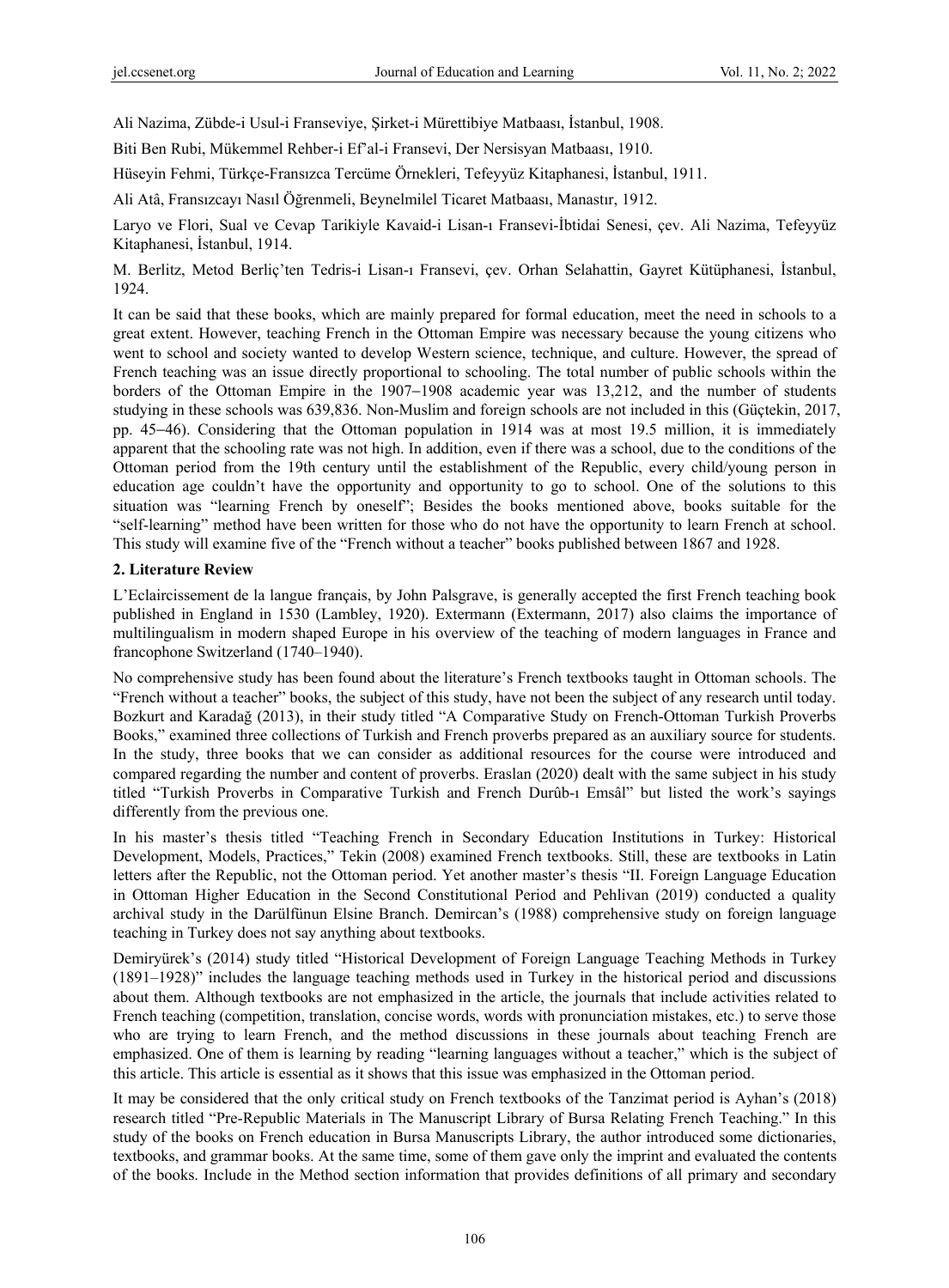Ali Nazima, Zübde-i Usul-i Franseviye, Şirket-i Mürettibiye Matbaası, İstanbul, 1908.

Biti Ben Rubi, Mükemmel Rehber-i Ef'al-i Fransevi, Der Nersisyan Matbaası, 1910.

Hüseyin Fehmi, Türkçe-Fransızca Tercüme Örnekleri, Tefeyyüz Kitaphanesi, İstanbul, 1911.

Ali Atâ, Fransızcayı Nasıl Öğrenmeli, Beynelmilel Ticaret Matbaası, Manastır, 1912.

Laryo ve Flori, Sual ve Cevap Tarikiyle Kavaid-i Lisan-ı Fransevi-İbtidai Senesi, çev. Ali Nazima, Tefeyyüz Kitaphanesi, İstanbul, 1914.

M. Berlitz, Metod Berliç'ten Tedris-i Lisan-ı Fransevi, çev. Orhan Selahattin, Gayret Kütüphanesi, İstanbul, 1924.

It can be said that these books, which are mainly prepared for formal education, meet the need in schools to a great extent. However, teaching French in the Ottoman Empire was necessary because the young citizens who went to school and society wanted to develop Western science, technique, and culture. However, the spread of French teaching was an issue directly proportional to schooling. The total number of public schools within the borders of the Ottoman Empire in the 1907–1908 academic year was 13,212, and the number of students studying in these schools was 639,836. Non-Muslim and foreign schools are not included in this (Güçtekin, 2017, pp. 45–46). Considering that the Ottoman population in 1914 was at most 19.5 million, it is immediately apparent that the schooling rate was not high. In addition, even if there was a school, due to the conditions of the Ottoman period from the 19th century until the establishment of the Republic, every child/young person in education age couldn't have the opportunity and opportunity to go to school. One of the solutions to this situation was "learning French by oneself"; Besides the books mentioned above, books suitable for the "self-learning" method have been written for those who do not have the opportunity to learn French at school. This study will examine five of the "French without a teacher" books published between 1867 and 1928.

## 2. Literature Review

L'Eclaircissement de la langue français, by John Palsgrave, is generally accepted the first French teaching book published in England in 1530 (Lambley, 1920). Extermann (Extermann, 2017) also claims the importance of multilingualism in modern shaped Europe in his overview of the teaching of modern languages in France and francophone Switzerland (1740–1940).

No comprehensive study has been found about the literature's French textbooks taught in Ottoman schools. The "French without a teacher" books, the subject of this study, have not been the subject of any research until today. Bozkurt and Karadağ (2013), in their study titled "A Comparative Study on French-Ottoman Turkish Proverbs Books," examined three collections of Turkish and French proverbs prepared as an auxiliary source for students. In the study, three books that we can consider as additional resources for the course were introduced and compared regarding the number and content of proverbs. Eraslan (2020) dealt with the same subject in his study titled "Turkish Proverbs in Comparative Turkish and French Durûb-ı Emsâl" but listed the work's sayings differently from the previous one.

In his master's thesis titled "Teaching French in Secondary Education Institutions in Turkey: Historical Development, Models, Practices," Tekin (2008) examined French textbooks. Still, these are textbooks in Latin letters after the Republic, not the Ottoman period. Yet another master's thesis "II. Foreign Language Education in Ottoman Higher Education in the Second Constitutional Period and Pehlivan (2019) conducted a quality archival study in the Darülfünun Elsine Branch. Demircan's (1988) comprehensive study on foreign language teaching in Turkey does not say anything about textbooks.

Demiryürek's (2014) study titled "Historical Development of Foreign Language Teaching Methods in Turkey (1891–1928)" includes the language teaching methods used in Turkey in the historical period and discussions about them. Although textbooks are not emphasized in the article, the journals that include activities related to French teaching (competition, translation, concise words, words with pronunciation mistakes, etc.) to serve those who are trying to learn French, and the method discussions in these journals about teaching French are emphasized. One of them is learning by reading "learning languages without a teacher," which is the subject of this article. This article is essential as it shows that this issue was emphasized in the Ottoman period.

It may be considered that the only critical study on French textbooks of the Tanzimat period is Ayhan's (2018) research titled "Pre-Republic Materials in The Manuscript Library of Bursa Relating French Teaching." In this study of the books on French education in Bursa Manuscripts Library, the author introduced some dictionaries, textbooks, and grammar books. At the same time, some of them gave only the imprint and evaluated the contents of the books. Include in the Method section information that provides definitions of all primary and secondary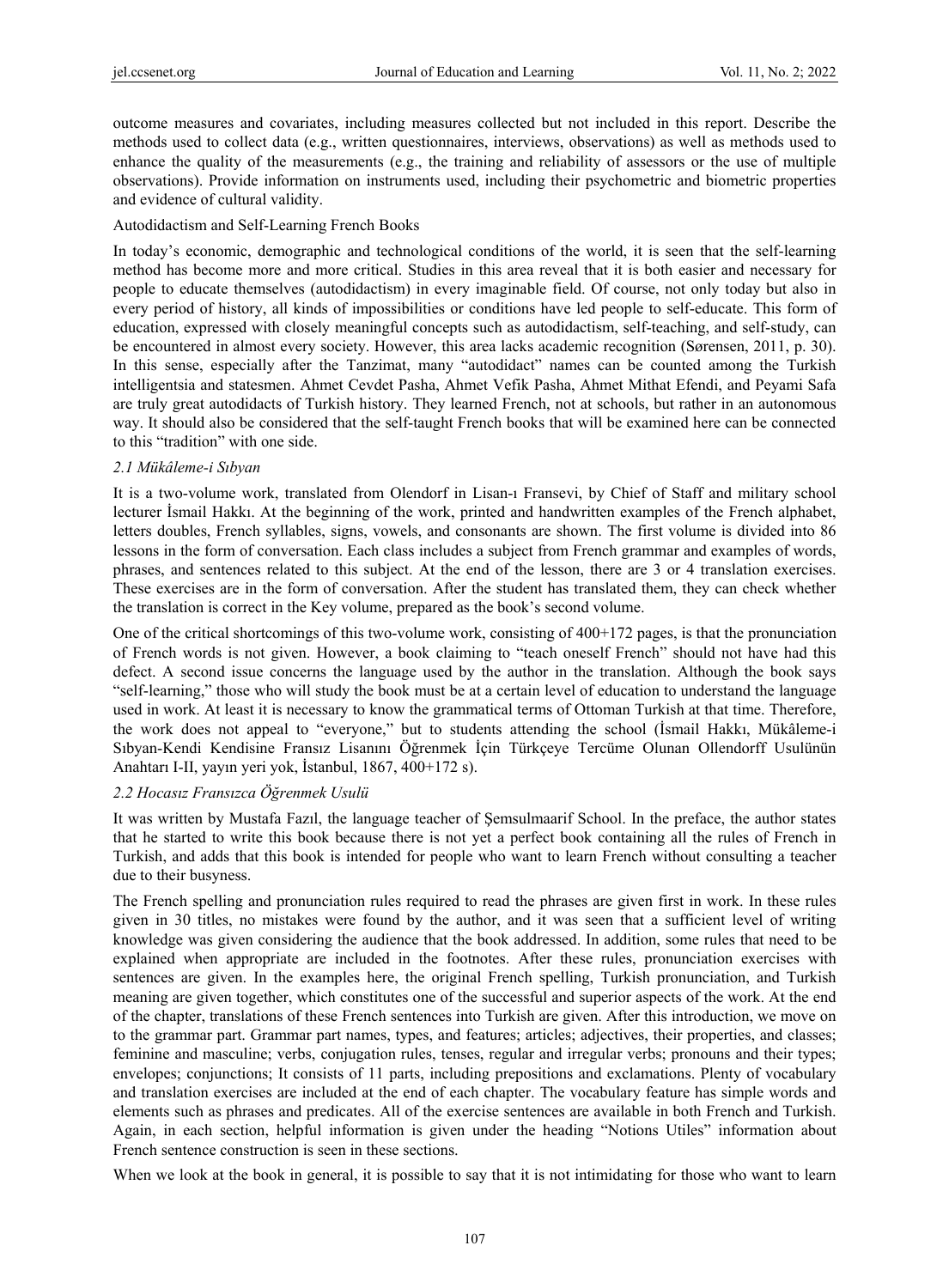outcome measures and covariates, including measures collected but not included in this report. Describe the methods used to collect data (e.g., written questionnaires, interviews, observations) as well as methods used to enhance the quality of the measurements (e.g., the training and reliability of assessors or the use of multiple observations). Provide information on instruments used, including their psychometric and biometric properties and evidence of cultural validity.

Autodidactism and Self-Learning French Books

In today's economic, demographic and technological conditions of the world, it is seen that the self-learning method has become more and more critical. Studies in this area reveal that it is both easier and necessary for people to educate themselves (autodidactism) in every imaginable field. Of course, not only today but also in every period of history, all kinds of impossibilities or conditions have led people to self-educate. This form of education, expressed with closely meaningful concepts such as autodidactism, self-teaching, and self-study, can be encountered in almost every society. However, this area lacks academic recognition (Sørensen, 2011, p. 30). In this sense, especially after the Tanzimat, many "autodidact" names can be counted among the Turkish intelligentsia and statesmen. Ahmet Cevdet Pasha, Ahmet Vefik Pasha, Ahmet Mithat Efendi, and Peyami Safa are truly great autodidacts of Turkish history. They learned French, not at schools, but rather in an autonomous way. It should also be considered that the self-taught French books that will be examined here can be connected to this "tradition" with one side.

### *2.1 Mükâleme-i Sıbyan*

It is a two-volume work, translated from Olendorf in Lisan-ı Fransevi, by Chief of Staff and military school lecturer İsmail Hakkı. At the beginning of the work, printed and handwritten examples of the French alphabet, letters doubles, French syllables, signs, vowels, and consonants are shown. The first volume is divided into 86 lessons in the form of conversation. Each class includes a subject from French grammar and examples of words, phrases, and sentences related to this subject. At the end of the lesson, there are 3 or 4 translation exercises. These exercises are in the form of conversation. After the student has translated them, they can check whether the translation is correct in the Key volume, prepared as the book's second volume.

One of the critical shortcomings of this two-volume work, consisting of 400+172 pages, is that the pronunciation of French words is not given. However, a book claiming to "teach oneself French" should not have had this defect. A second issue concerns the language used by the author in the translation. Although the book says "self-learning," those who will study the book must be at a certain level of education to understand the language used in work. At least it is necessary to know the grammatical terms of Ottoman Turkish at that time. Therefore, the work does not appeal to "everyone," but to students attending the school (İsmail Hakkı, Mükâleme-i Sıbyan-Kendi Kendisine Fransız Lisanını Öğrenmek İçin Türkçeye Tercüme Olunan Ollendorff Usulünün Anahtarı I-II, yayın yeri yok, İstanbul, 1867, 400+172 s).

### *2.2 Hocasız Fransızca Öğrenmek Usulü*

It was written by Mustafa Fazıl, the language teacher of Şemsulmaarif School. In the preface, the author states that he started to write this book because there is not yet a perfect book containing all the rules of French in Turkish, and adds that this book is intended for people who want to learn French without consulting a teacher due to their busyness.

The French spelling and pronunciation rules required to read the phrases are given first in work. In these rules given in 30 titles, no mistakes were found by the author, and it was seen that a sufficient level of writing knowledge was given considering the audience that the book addressed. In addition, some rules that need to be explained when appropriate are included in the footnotes. After these rules, pronunciation exercises with sentences are given. In the examples here, the original French spelling, Turkish pronunciation, and Turkish meaning are given together, which constitutes one of the successful and superior aspects of the work. At the end of the chapter, translations of these French sentences into Turkish are given. After this introduction, we move on to the grammar part. Grammar part names, types, and features; articles; adjectives, their properties, and classes; feminine and masculine; verbs, conjugation rules, tenses, regular and irregular verbs; pronouns and their types; envelopes; conjunctions; It consists of 11 parts, including prepositions and exclamations. Plenty of vocabulary and translation exercises are included at the end of each chapter. The vocabulary feature has simple words and elements such as phrases and predicates. All of the exercise sentences are available in both French and Turkish. Again, in each section, helpful information is given under the heading "Notions Utiles" information about French sentence construction is seen in these sections.

When we look at the book in general, it is possible to say that it is not intimidating for those who want to learn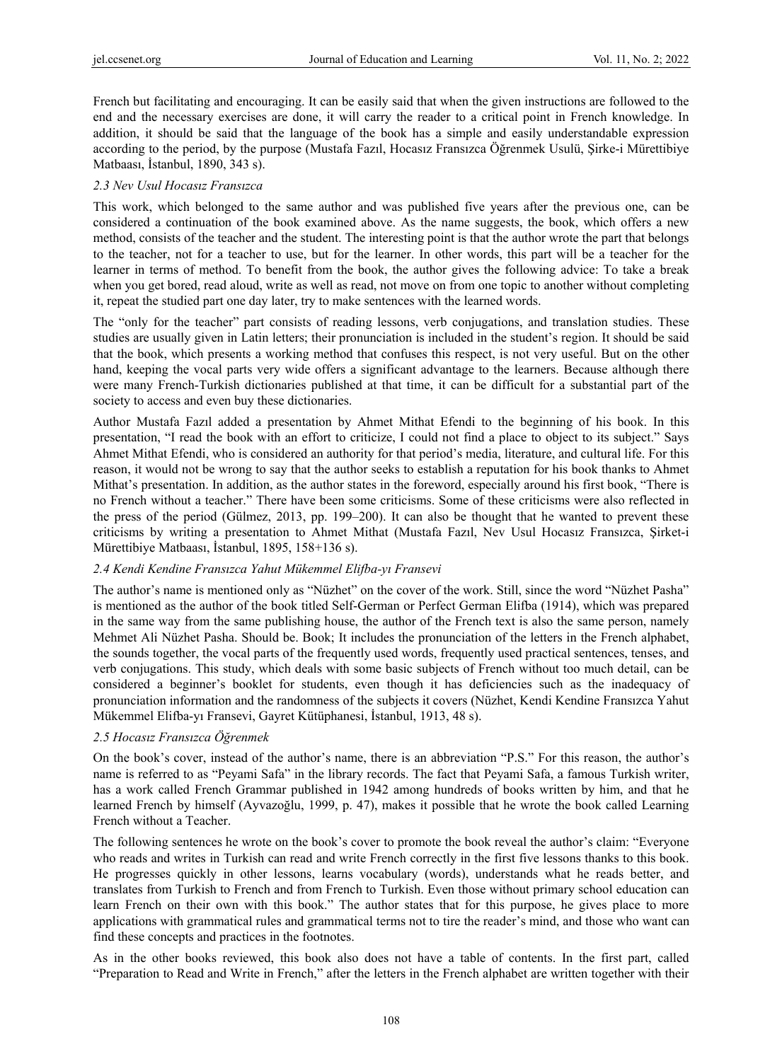French but facilitating and encouraging. It can be easily said that when the given instructions are followed to the end and the necessary exercises are done, it will carry the reader to a critical point in French knowledge. In addition, it should be said that the language of the book has a simple and easily understandable expression according to the period, by the purpose (Mustafa Fazıl, Hocasız Fransızca Öğrenmek Usulü, Şirke-i Mürettibiye Matbaası, İstanbul, 1890, 343 s).

### *2.3 Nev Usul Hocasız Fransızca*

This work, which belonged to the same author and was published five years after the previous one, can be considered a continuation of the book examined above. As the name suggests, the book, which offers a new method, consists of the teacher and the student. The interesting point is that the author wrote the part that belongs to the teacher, not for a teacher to use, but for the learner. In other words, this part will be a teacher for the learner in terms of method. To benefit from the book, the author gives the following advice: To take a break when you get bored, read aloud, write as well as read, not move on from one topic to another without completing it, repeat the studied part one day later, try to make sentences with the learned words.

The "only for the teacher" part consists of reading lessons, verb conjugations, and translation studies. These studies are usually given in Latin letters; their pronunciation is included in the student's region. It should be said that the book, which presents a working method that confuses this respect, is not very useful. But on the other hand, keeping the vocal parts very wide offers a significant advantage to the learners. Because although there were many French-Turkish dictionaries published at that time, it can be difficult for a substantial part of the society to access and even buy these dictionaries.

Author Mustafa Fazıl added a presentation by Ahmet Mithat Efendi to the beginning of his book. In this presentation, "I read the book with an effort to criticize, I could not find a place to object to its subject." Says Ahmet Mithat Efendi, who is considered an authority for that period's media, literature, and cultural life. For this reason, it would not be wrong to say that the author seeks to establish a reputation for his book thanks to Ahmet Mithat's presentation. In addition, as the author states in the foreword, especially around his first book, "There is no French without a teacher." There have been some criticisms. Some of these criticisms were also reflected in the press of the period (Gülmez, 2013, pp. 199–200). It can also be thought that he wanted to prevent these criticisms by writing a presentation to Ahmet Mithat (Mustafa Fazıl, Nev Usul Hocasız Fransızca, Şirket-i Mürettibiye Matbaası, İstanbul, 1895, 158+136 s).

### *2.4 Kendi Kendine Fransızca Yahut Mükemmel Elifba-yı Fransevi*

The author's name is mentioned only as "Nüzhet" on the cover of the work. Still, since the word "Nüzhet Pasha" is mentioned as the author of the book titled Self-German or Perfect German Elifba (1914), which was prepared in the same way from the same publishing house, the author of the French text is also the same person, namely Mehmet Ali Nüzhet Pasha. Should be. Book; It includes the pronunciation of the letters in the French alphabet, the sounds together, the vocal parts of the frequently used words, frequently used practical sentences, tenses, and verb conjugations. This study, which deals with some basic subjects of French without too much detail, can be considered a beginner's booklet for students, even though it has deficiencies such as the inadequacy of pronunciation information and the randomness of the subjects it covers (Nüzhet, Kendi Kendine Fransızca Yahut Mükemmel Elifba-yı Fransevi, Gayret Kütüphanesi, İstanbul, 1913, 48 s).

### *2.5 Hocasız Fransızca Öğrenmek*

On the book's cover, instead of the author's name, there is an abbreviation "P.S." For this reason, the author's name is referred to as "Peyami Safa" in the library records. The fact that Peyami Safa, a famous Turkish writer, has a work called French Grammar published in 1942 among hundreds of books written by him, and that he learned French by himself (Ayvazoğlu, 1999, p. 47), makes it possible that he wrote the book called Learning French without a Teacher.

The following sentences he wrote on the book's cover to promote the book reveal the author's claim: "Everyone who reads and writes in Turkish can read and write French correctly in the first five lessons thanks to this book. He progresses quickly in other lessons, learns vocabulary (words), understands what he reads better, and translates from Turkish to French and from French to Turkish. Even those without primary school education can learn French on their own with this book." The author states that for this purpose, he gives place to more applications with grammatical rules and grammatical terms not to tire the reader's mind, and those who want can find these concepts and practices in the footnotes.

As in the other books reviewed, this book also does not have a table of contents. In the first part, called "Preparation to Read and Write in French," after the letters in the French alphabet are written together with their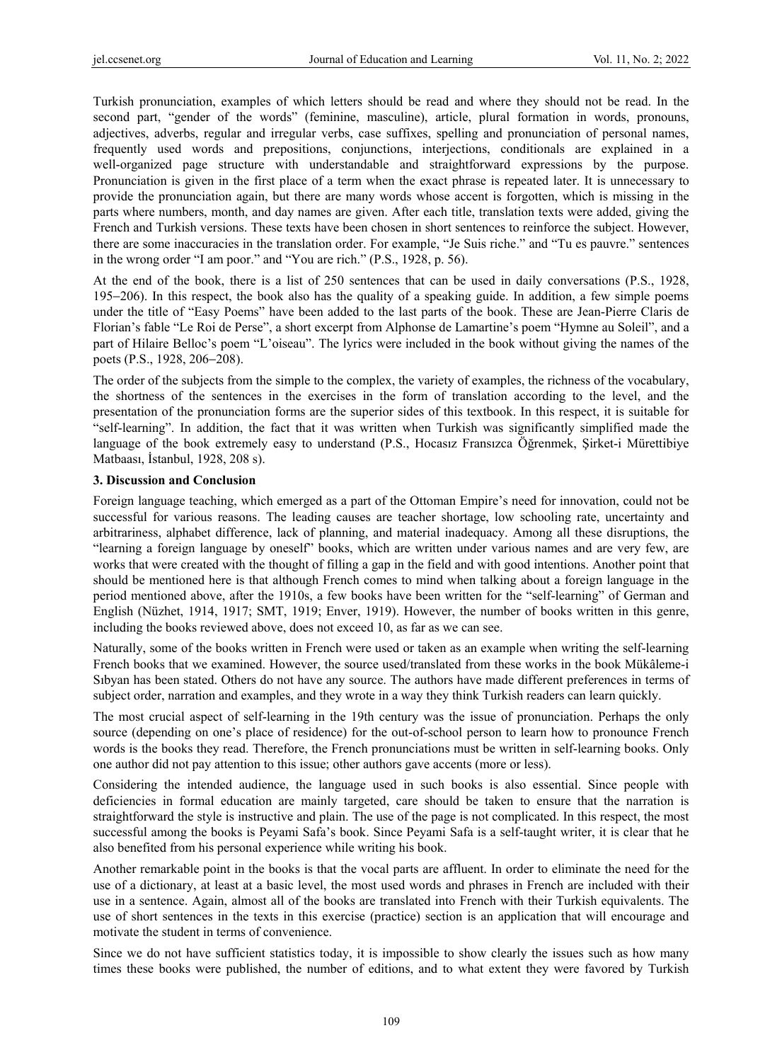Turkish pronunciation, examples of which letters should be read and where they should not be read. In the second part, "gender of the words" (feminine, masculine), article, plural formation in words, pronouns, adjectives, adverbs, regular and irregular verbs, case suffixes, spelling and pronunciation of personal names, frequently used words and prepositions, conjunctions, interjections, conditionals are explained in a well-organized page structure with understandable and straightforward expressions by the purpose. Pronunciation is given in the first place of a term when the exact phrase is repeated later. It is unnecessary to provide the pronunciation again, but there are many words whose accent is forgotten, which is missing in the parts where numbers, month, and day names are given. After each title, translation texts were added, giving the French and Turkish versions. These texts have been chosen in short sentences to reinforce the subject. However, there are some inaccuracies in the translation order. For example, "Je Suis riche." and "Tu es pauvre." sentences in the wrong order "I am poor." and "You are rich." (P.S., 1928, p. 56).

At the end of the book, there is a list of 250 sentences that can be used in daily conversations (P.S., 1928, 195–206). In this respect, the book also has the quality of a speaking guide. In addition, a few simple poems under the title of "Easy Poems" have been added to the last parts of the book. These are Jean-Pierre Claris de Florian's fable "Le Roi de Perse", a short excerpt from Alphonse de Lamartine's poem "Hymne au Soleil", and a part of Hilaire Belloc's poem "L'oiseau". The lyrics were included in the book without giving the names of the poets (P.S., 1928, 206–208).

The order of the subjects from the simple to the complex, the variety of examples, the richness of the vocabulary, the shortness of the sentences in the exercises in the form of translation according to the level, and the presentation of the pronunciation forms are the superior sides of this textbook. In this respect, it is suitable for "self-learning". In addition, the fact that it was written when Turkish was significantly simplified made the language of the book extremely easy to understand (P.S., Hocasız Fransızca Öğrenmek, Şirket-i Mürettibiye Matbaası, İstanbul, 1928, 208 s).

## 3. Discussion and Conclusion

Foreign language teaching, which emerged as a part of the Ottoman Empire's need for innovation, could not be successful for various reasons. The leading causes are teacher shortage, low schooling rate, uncertainty and arbitrariness, alphabet difference, lack of planning, and material inadequacy. Among all these disruptions, the "learning a foreign language by oneself" books, which are written under various names and are very few, are works that were created with the thought of filling a gap in the field and with good intentions. Another point that should be mentioned here is that although French comes to mind when talking about a foreign language in the period mentioned above, after the 1910s, a few books have been written for the "self-learning" of German and English (Nüzhet, 1914, 1917; SMT, 1919; Enver, 1919). However, the number of books written in this genre, including the books reviewed above, does not exceed 10, as far as we can see.

Naturally, some of the books written in French were used or taken as an example when writing the self-learning French books that we examined. However, the source used/translated from these works in the book Mükâleme-i Sıbyan has been stated. Others do not have any source. The authors have made different preferences in terms of subject order, narration and examples, and they wrote in a way they think Turkish readers can learn quickly.

The most crucial aspect of self-learning in the 19th century was the issue of pronunciation. Perhaps the only source (depending on one's place of residence) for the out-of-school person to learn how to pronounce French words is the books they read. Therefore, the French pronunciations must be written in self-learning books. Only one author did not pay attention to this issue; other authors gave accents (more or less).

Considering the intended audience, the language used in such books is also essential. Since people with deficiencies in formal education are mainly targeted, care should be taken to ensure that the narration is straightforward the style is instructive and plain. The use of the page is not complicated. In this respect, the most successful among the books is Peyami Safa's book. Since Peyami Safa is a self-taught writer, it is clear that he also benefited from his personal experience while writing his book.

Another remarkable point in the books is that the vocal parts are affluent. In order to eliminate the need for the use of a dictionary, at least at a basic level, the most used words and phrases in French are included with their use in a sentence. Again, almost all of the books are translated into French with their Turkish equivalents. The use of short sentences in the texts in this exercise (practice) section is an application that will encourage and motivate the student in terms of convenience.

Since we do not have sufficient statistics today, it is impossible to show clearly the issues such as how many times these books were published, the number of editions, and to what extent they were favored by Turkish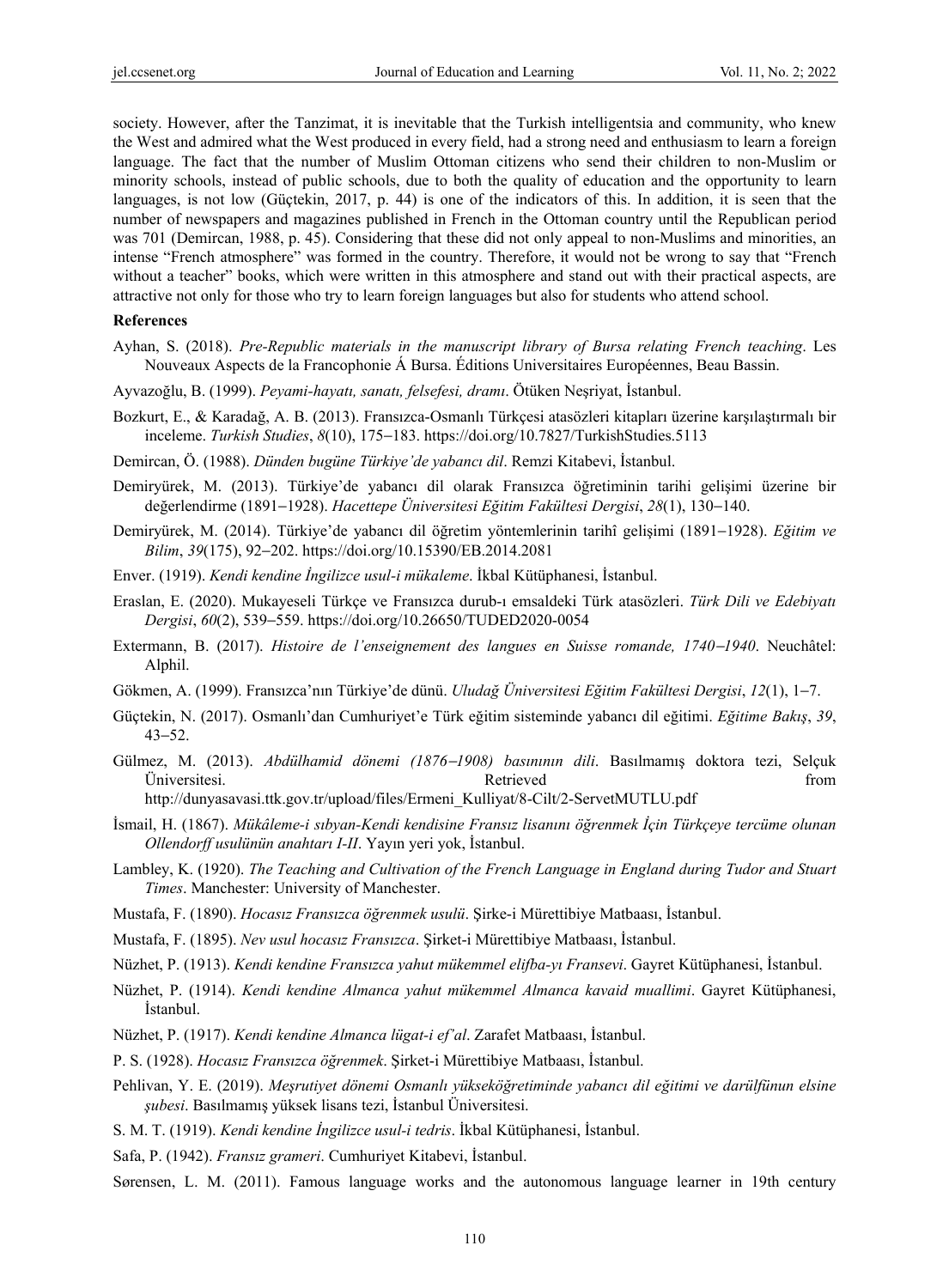society. However, after the Tanzimat, it is inevitable that the Turkish intelligentsia and community, who knew the West and admired what the West produced in every field, had a strong need and enthusiasm to learn a foreign language. The fact that the number of Muslim Ottoman citizens who send their children to non-Muslim or minority schools, instead of public schools, due to both the quality of education and the opportunity to learn languages, is not low (Güçtekin, 2017, p. 44) is one of the indicators of this. In addition, it is seen that the number of newspapers and magazines published in French in the Ottoman country until the Republican period was 701 (Demircan, 1988, p. 45). Considering that these did not only appeal to non-Muslims and minorities, an intense "French atmosphere" was formed in the country. Therefore, it would not be wrong to say that "French without a teacher" books, which were written in this atmosphere and stand out with their practical aspects, are attractive not only for those who try to learn foreign languages but also for students who attend school.

## References

Ayhan, S. (2018). *Pre-Republic materials in the manuscript library of Bursa relating French teaching*. Les Nouveaux Aspects de la Francophonie Á Bursa. Éditions Universitaires Européennes, Beau Bassin.

Ayvazoğlu, B. (1999). *Peyami-hayatı, sanatı, felsefesi, dramı*. Ötüken Neşriyat, İstanbul.

Bozkurt, E., & Karadağ, A. B. (2013). Fransızca-Osmanlı Türkçesi atasözleri kitapları üzerine karşılaştırmalı bir inceleme. *Turkish Studies*, *8*(10), 175–183. https://doi.org/10.7827/TurkishStudies.5113

Demircan, Ö. (1988). *Dünden bugüne Türkiye'de yabancı dil*. Remzi Kitabevi, İstanbul.

Demiryürek, M. (2013). Türkiye'de yabancı dil olarak Fransızca öğretiminin tarihi gelişimi üzerine bir değerlendirme (1891–1928). *Hacettepe Üniversitesi Eğitim Fakültesi Dergisi*, *28*(1), 130–140.

Demiryürek, M. (2014). Türkiye'de yabancı dil öğretim yöntemlerinin tarihî gelişimi (1891–1928). *Eğitim ve Bilim*, *39*(175), 92–202. https://doi.org/10.15390/EB.2014.2081

Enver. (1919). *Kendi kendine İngilizce usul-i mükaleme*. İkbal Kütüphanesi, İstanbul.

Eraslan, E. (2020). Mukayeseli Türkçe ve Fransızca durub-ı emsaldeki Türk atasözleri. *Türk Dili ve Edebiyatı Dergisi*, *60*(2), 539–559. https://doi.org/10.26650/TUDED2020-0054

Extermann, B. (2017). *Histoire de l'enseignement des langues en Suisse romande, 1740–1940*. Neuchâtel: Alphil.

Gökmen, A. (1999). Fransızca'nın Türkiye'de dünü. *Uludağ Üniversitesi Eğitim Fakültesi Dergisi*, *12*(1), 1–7.

Güçtekin, N. (2017). Osmanlı'dan Cumhuriyet'e Türk eğitim sisteminde yabancı dil eğitimi. *Eğitime Bakış*, *39*, 43–52.

Gülmez, M. (2013). *Abdülhamid dönemi (1876–1908) basınının dili*. Basılmamış doktora tezi, Selçuk Üniversitesi. Retrieved from http://dunyasavasi.ttk.gov.tr/upload/files/Ermeni_Kulliyat/8-Cilt/2-ServetMUTLU.pdf

İsmail, H. (1867). *Mükâleme-i sıbyan-Kendi kendisine Fransız lisanını öğrenmek İçin Türkçeye tercüme olunan Ollendorff usulünün anahtarı I-II*. Yayın yeri yok, İstanbul.

Lambley, K. (1920). *The Teaching and Cultivation of the French Language in England during Tudor and Stuart Times*. Manchester: University of Manchester.

Mustafa, F. (1890). *Hocasız Fransızca öğrenmek usulü*. Şirke-i Mürettibiye Matbaası, İstanbul.

Mustafa, F. (1895). *Nev usul hocasız Fransızca*. Şirket-i Mürettibiye Matbaası, İstanbul.

Nüzhet, P. (1913). *Kendi kendine Fransızca yahut mükemmel elifba-yı Fransevi*. Gayret Kütüphanesi, İstanbul.

Nüzhet, P. (1914). *Kendi kendine Almanca yahut mükemmel Almanca kavaid muallimi*. Gayret Kütüphanesi, İstanbul.

Nüzhet, P. (1917). *Kendi kendine Almanca lügat-i ef'al*. Zarafet Matbaası, İstanbul.

P. S. (1928). *Hocasız Fransızca öğrenmek*. Şirket-i Mürettibiye Matbaası, İstanbul.

Pehlivan, Y. E. (2019). *Meşrutiyet dönemi Osmanlı yükseköğretiminde yabancı dil eğitimi ve darülfünun elsine şubesi*. Basılmamış yüksek lisans tezi, İstanbul Üniversitesi.

S. M. T. (1919). *Kendi kendine İngilizce usul-i tedris*. İkbal Kütüphanesi, İstanbul.

Safa, P. (1942). *Fransız grameri*. Cumhuriyet Kitabevi, İstanbul.

Sørensen, L. M. (2011). Famous language works and the autonomous language learner in 19th century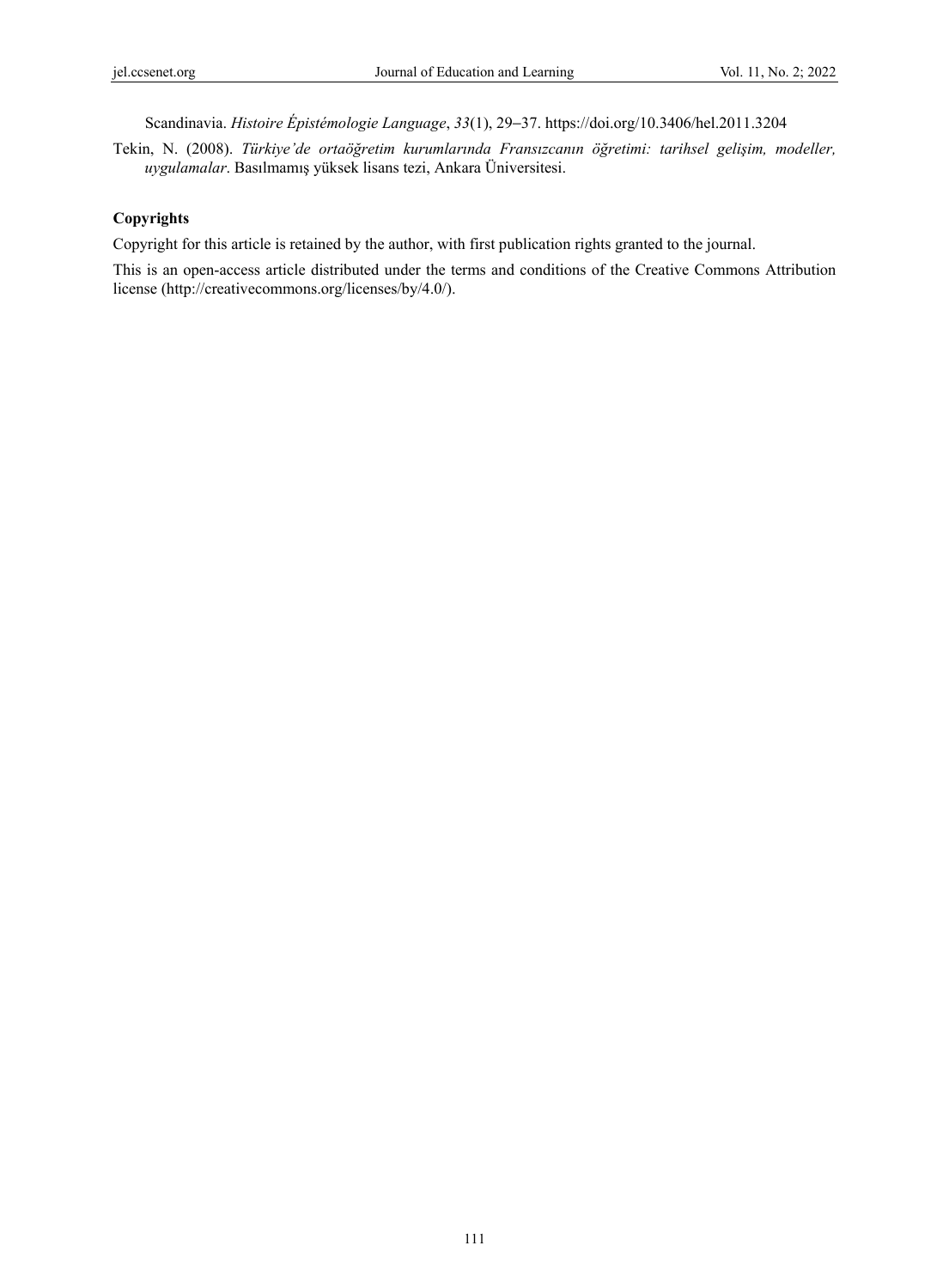Scandinavia. *Histoire Épistémologie Language*, *33*(1), 29–37. https://doi.org/10.3406/hel.2011.3204

Tekin, N. (2008). *Türkiye'de ortaöğretim kurumlarında Fransızcanın öğretimi: tarihsel gelişim, modeller, uygulamalar*. Basılmamış yüksek lisans tezi, Ankara Üniversitesi.

**Copyrights**

Copyright for this article is retained by the author, with first publication rights granted to the journal.

This is an open-access article distributed under the terms and conditions of the Creative Commons Attribution license (http://creativecommons.org/licenses/by/4.0/).